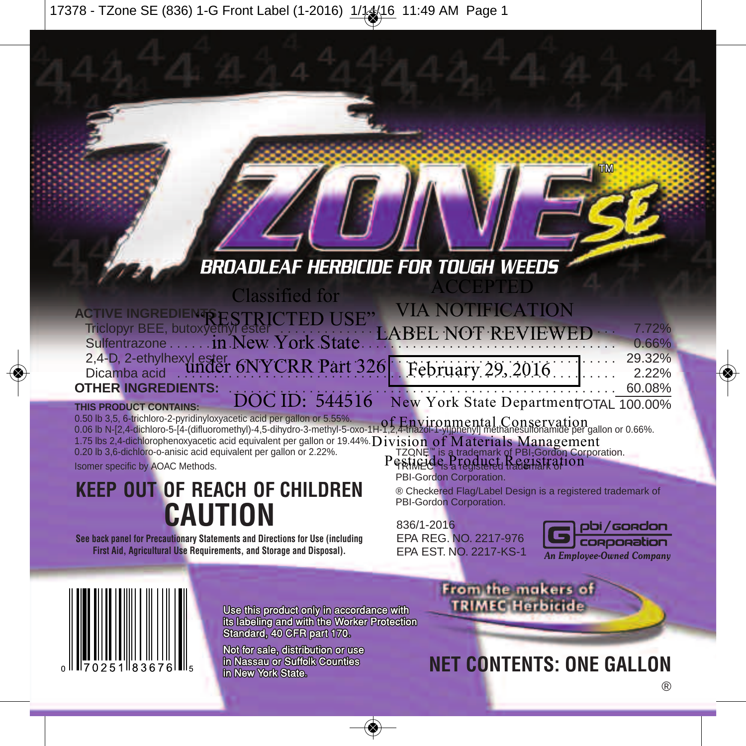# TZONE™ SE

## BROADLEAF HERBICIDE FOR TOUGH WEEDS

Classified for "RESTRICTED USE" in New York State under 6NYCRR Part 326

DOC ID: 544516

ACCEPTED VIA NOTIFICATION LABEL NOT REVIEWED

February 29, 2016

New York State Department of Environmental Conservation
Division of Materials Management
Pesticide Product Registration

| ACTIVE INGREDIENTS: | |
|---|---|
| Triclopyr BEE, butoxyethyl ester | 7.72% |
| Sulfentrazone | 0.66% |
| 2,4-D, 2-ethylhexyl ester | 29.32% |
| Dicamba acid | 2.22% |
| **OTHER INGREDIENTS:** | 60.08% |
| | TOTAL 100.00% |

**THIS PRODUCT CONTAINS:**

0.50 lb 3,5, 6-trichloro-2-pyridinyloxyacetic acid per gallon or 5.55%.
0.06 lb N-[2,4-dichloro-5-[4-(difluoromethyl)-4,5-dihydro-3-methyl-5-oxo-1H-1,2,4-triazol-1-yl]phenyl] methanesulfonamide per gallon or 0.66%.
1.75 lbs 2,4-dichlorophenoxyacetic acid equivalent per gallon or 19.44%.
0.20 lb 3,6-dichloro-o-anisic acid equivalent per gallon or 2.22%.
Isomer specific by AOAC Methods.

TZONE™ is a trademark of PBI-Gordon Corporation.
TRIMEC® is a registered trademark of PBI-Gordon Corporation.
® Checkered Flag/Label Design is a registered trademark of PBI-Gordon Corporation.

## KEEP OUT OF REACH OF CHILDREN
## CAUTION

**See back panel for Precautionary Statements and Directions for Use (including First Aid, Agricultural Use Requirements, and Storage and Disposal).**

836/1-2016
EPA REG. NO. 2217-976
EPA EST. NO. 2217-KS-1

pbi/gordon corporation
*An Employee-Owned Company*

From the makers of TRIMEC Herbicide

0 70251 83676 5

Use this product only in accordance with its labeling and with the Worker Protection Standard, 40 CFR part 170.

Not for sale, distribution or use in Nassau or Suffolk Counties in New York State.

## NET CONTENTS: ONE GALLON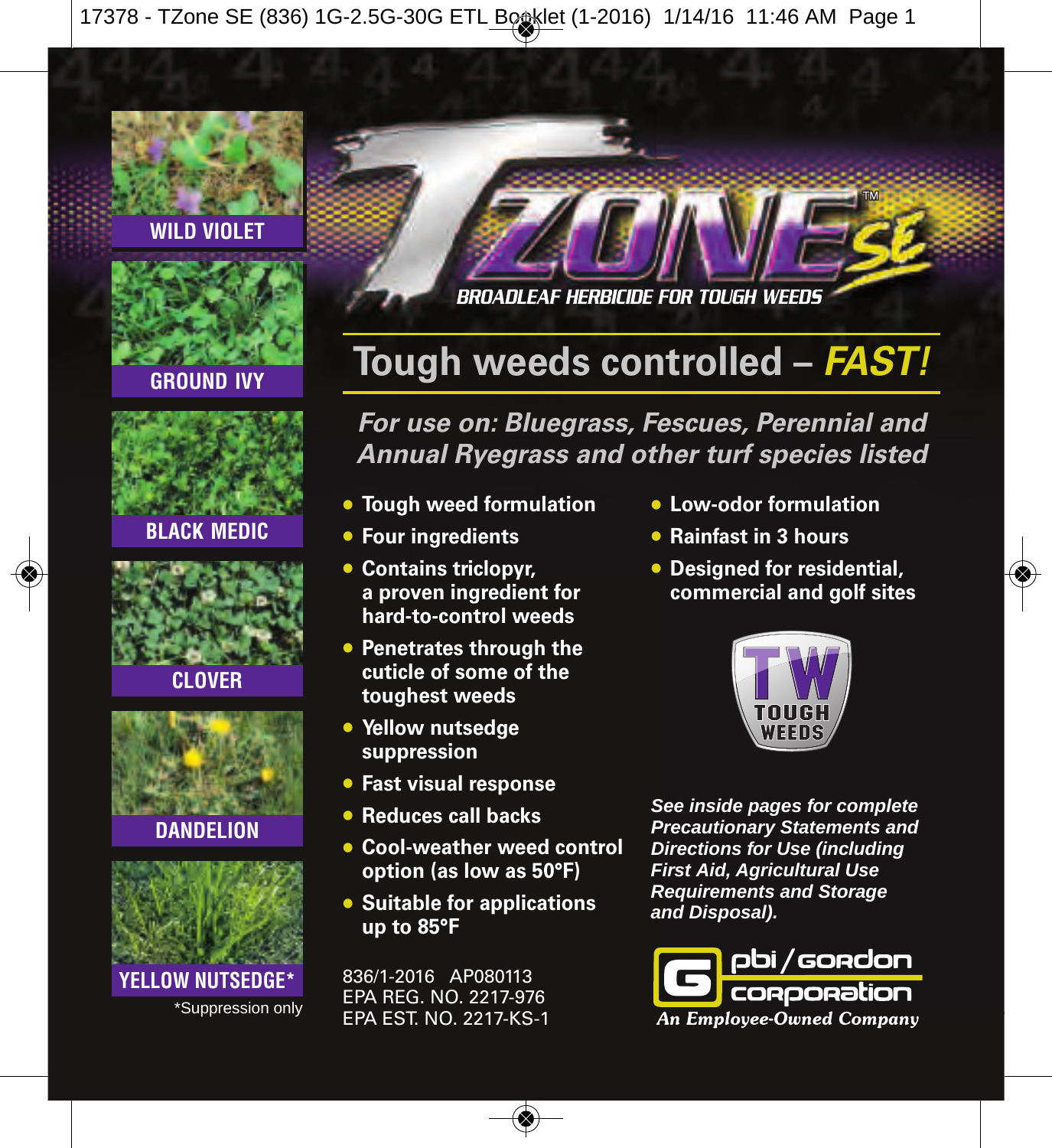# TZONE SE™

**BROADLEAF HERBICIDE FOR TOUGH WEEDS**

## Tough weeds controlled – *FAST!*

***For use on: Bluegrass, Fescues, Perennial and Annual Ryegrass and other turf species listed***

WILD VIOLET

GROUND IVY

BLACK MEDIC

CLOVER

DANDELION

YELLOW NUTSEDGE*

*Suppression only

- **Tough weed formulation**
- **Four ingredients**
- **Contains triclopyr, a proven ingredient for hard-to-control weeds**
- **Penetrates through the cuticle of some of the toughest weeds**
- **Yellow nutsedge suppression**
- **Fast visual response**
- **Reduces call backs**
- **Cool-weather weed control option (as low as 50°F)**
- **Suitable for applications up to 85°F**
- **Low-odor formulation**
- **Rainfast in 3 hours**
- **Designed for residential, commercial and golf sites**

TW TOUGH WEEDS

***See inside pages for complete Precautionary Statements and Directions for Use (including First Aid, Agricultural Use Requirements and Storage and Disposal).***

836/1-2016 AP080113
EPA REG. NO. 2217-976
EPA EST. NO. 2217-KS-1

pbi/gordon corporation
*An Employee-Owned Company*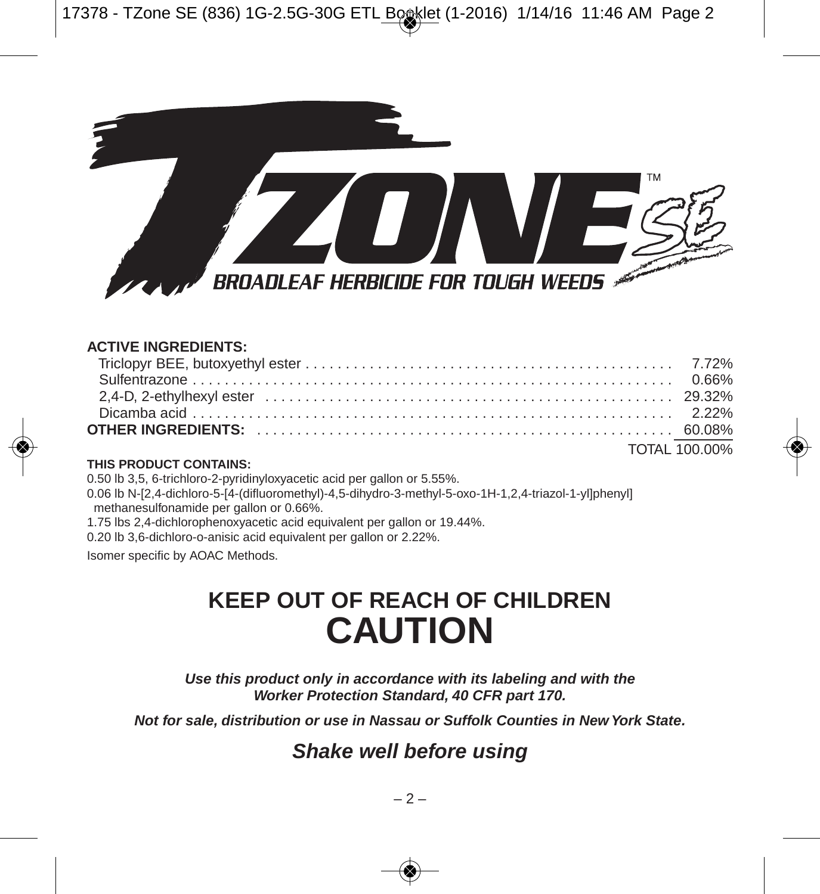# TZONE™ SE

**BROADLEAF HERBICIDE FOR TOUGH WEEDS**

**ACTIVE INGREDIENTS:**

| | |
|---|---|
| Triclopyr BEE, butoxyethyl ester | 7.72% |
| Sulfentrazone | 0.66% |
| 2,4-D, 2-ethylhexyl ester | 29.32% |
| Dicamba acid | 2.22% |
| **OTHER INGREDIENTS:** | 60.08% |
| | TOTAL 100.00% |

**THIS PRODUCT CONTAINS:**

0.50 lb 3,5, 6-trichloro-2-pyridinyloxyacetic acid per gallon or 5.55%.

0.06 lb N-[2,4-dichloro-5-[4-(difluoromethyl)-4,5-dihydro-3-methyl-5-oxo-1H-1,2,4-triazol-1-yl]phenyl] methanesulfonamide per gallon or 0.66%.

1.75 lbs 2,4-dichlorophenoxyacetic acid equivalent per gallon or 19.44%.

0.20 lb 3,6-dichloro-o-anisic acid equivalent per gallon or 2.22%.

Isomer specific by AOAC Methods.

## KEEP OUT OF REACH OF CHILDREN

# CAUTION

***Use this product only in accordance with its labeling and with the Worker Protection Standard, 40 CFR part 170.***

***Not for sale, distribution or use in Nassau or Suffolk Counties in New York State.***

## *Shake well before using*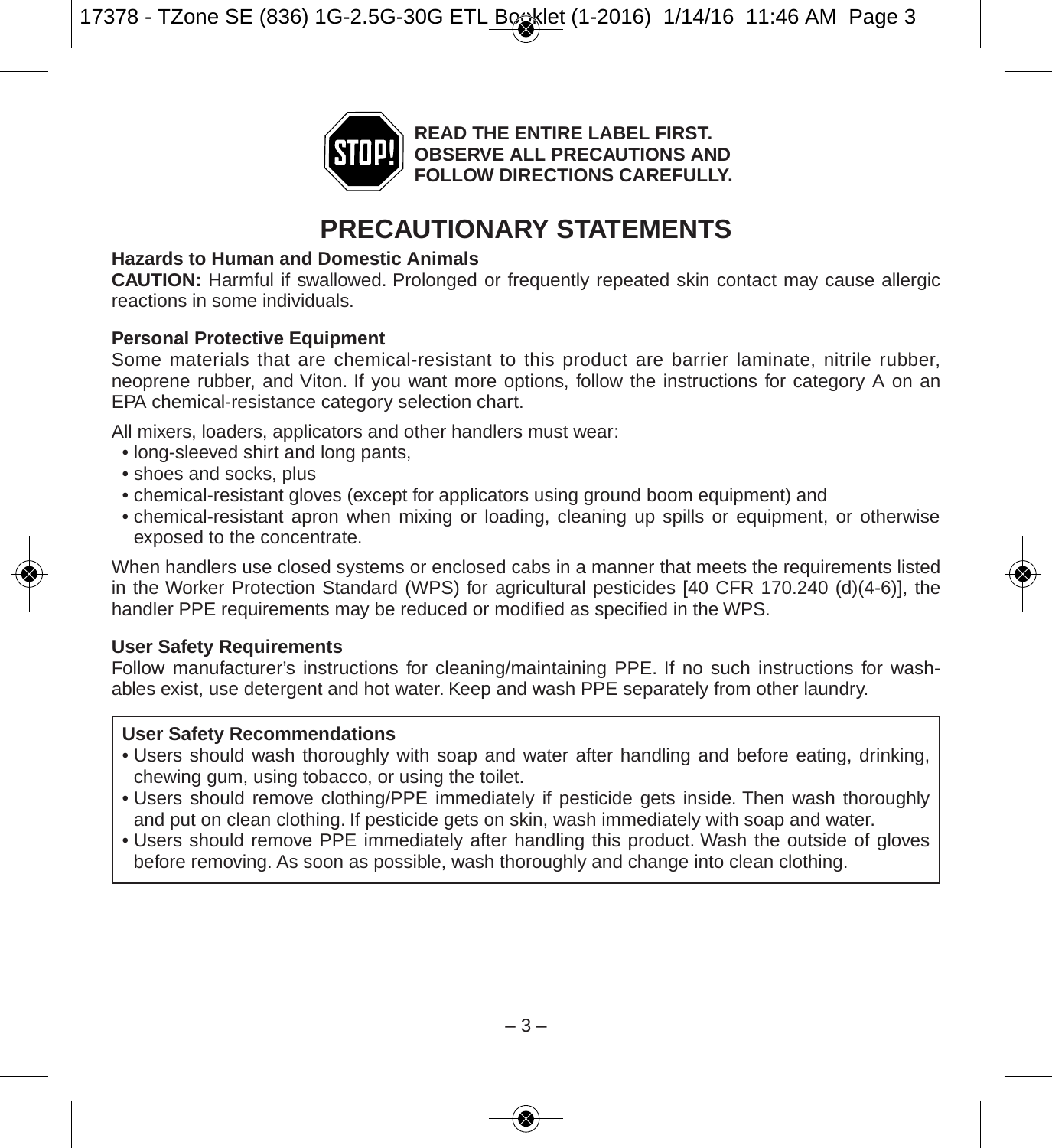**STOP!** **READ THE ENTIRE LABEL FIRST. OBSERVE ALL PRECAUTIONS AND FOLLOW DIRECTIONS CAREFULLY.**

# PRECAUTIONARY STATEMENTS

**Hazards to Human and Domestic Animals**

**CAUTION:** Harmful if swallowed. Prolonged or frequently repeated skin contact may cause allergic reactions in some individuals.

**Personal Protective Equipment**

Some materials that are chemical-resistant to this product are barrier laminate, nitrile rubber, neoprene rubber, and Viton. If you want more options, follow the instructions for category A on an EPA chemical-resistance category selection chart.

All mixers, loaders, applicators and other handlers must wear:

- long-sleeved shirt and long pants,
- shoes and socks, plus
- chemical-resistant gloves (except for applicators using ground boom equipment) and
- chemical-resistant apron when mixing or loading, cleaning up spills or equipment, or otherwise exposed to the concentrate.

When handlers use closed systems or enclosed cabs in a manner that meets the requirements listed in the Worker Protection Standard (WPS) for agricultural pesticides [40 CFR 170.240 (d)(4-6)], the handler PPE requirements may be reduced or modified as specified in the WPS.

**User Safety Requirements**

Follow manufacturer's instructions for cleaning/maintaining PPE. If no such instructions for washables exist, use detergent and hot water. Keep and wash PPE separately from other laundry.

**User Safety Recommendations**

- Users should wash thoroughly with soap and water after handling and before eating, drinking, chewing gum, using tobacco, or using the toilet.
- Users should remove clothing/PPE immediately if pesticide gets inside. Then wash thoroughly and put on clean clothing. If pesticide gets on skin, wash immediately with soap and water.
- Users should remove PPE immediately after handling this product. Wash the outside of gloves before removing. As soon as possible, wash thoroughly and change into clean clothing.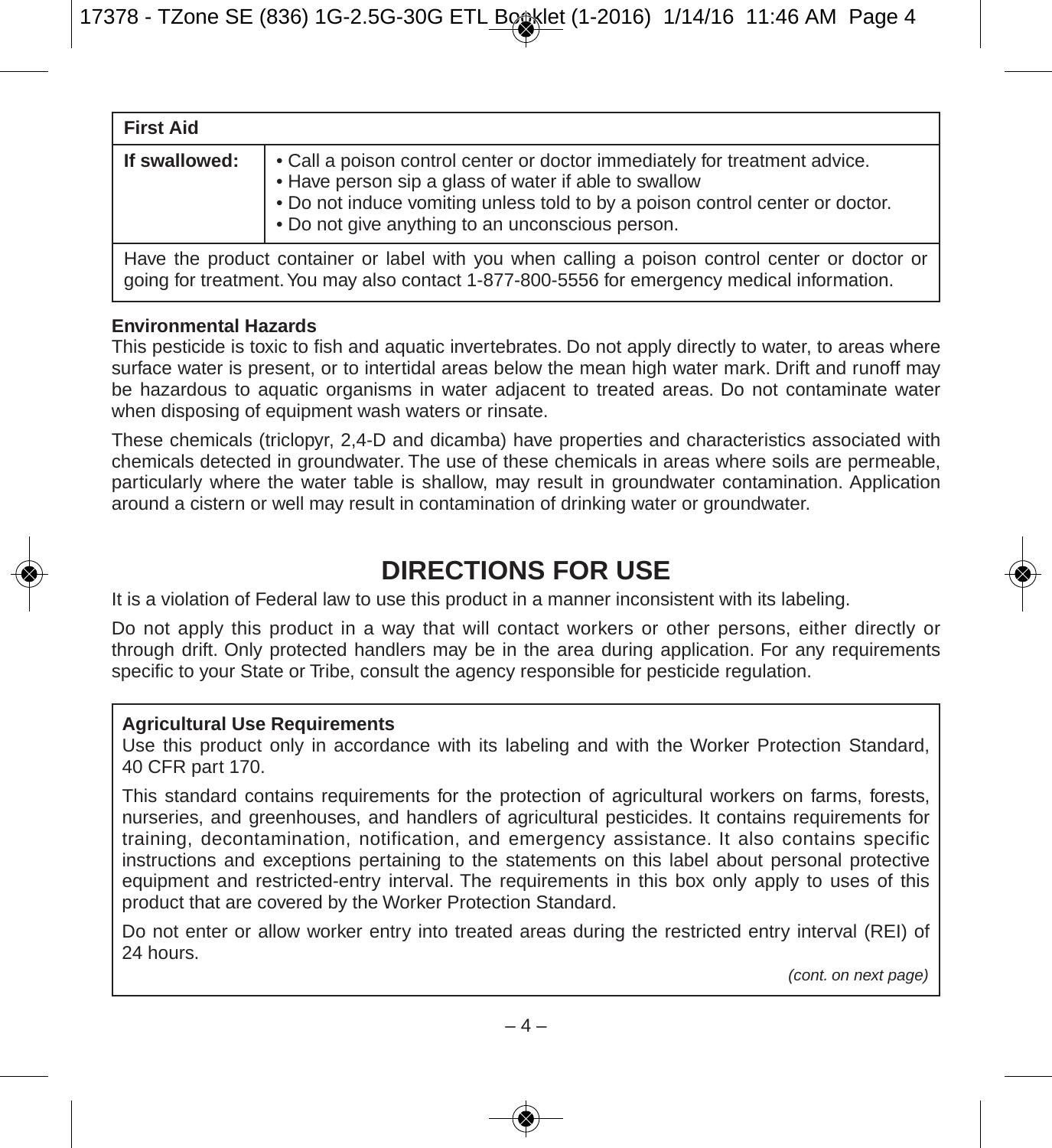| First Aid | |
|---|---|
| **If swallowed:** | • Call a poison control center or doctor immediately for treatment advice.<br>• Have person sip a glass of water if able to swallow<br>• Do not induce vomiting unless told to by a poison control center or doctor.<br>• Do not give anything to an unconscious person. |
| Have the product container or label with you when calling a poison control center or doctor or going for treatment. You may also contact 1-877-800-5556 for emergency medical information. | |

**Environmental Hazards**

This pesticide is toxic to fish and aquatic invertebrates. Do not apply directly to water, to areas where surface water is present, or to intertidal areas below the mean high water mark. Drift and runoff may be hazardous to aquatic organisms in water adjacent to treated areas. Do not contaminate water when disposing of equipment wash waters or rinsate.

These chemicals (triclopyr, 2,4-D and dicamba) have properties and characteristics associated with chemicals detected in groundwater. The use of these chemicals in areas where soils are permeable, particularly where the water table is shallow, may result in groundwater contamination. Application around a cistern or well may result in contamination of drinking water or groundwater.

# DIRECTIONS FOR USE

It is a violation of Federal law to use this product in a manner inconsistent with its labeling.

Do not apply this product in a way that will contact workers or other persons, either directly or through drift. Only protected handlers may be in the area during application. For any requirements specific to your State or Tribe, consult the agency responsible for pesticide regulation.

**Agricultural Use Requirements**

Use this product only in accordance with its labeling and with the Worker Protection Standard, 40 CFR part 170.

This standard contains requirements for the protection of agricultural workers on farms, forests, nurseries, and greenhouses, and handlers of agricultural pesticides. It contains requirements for training, decontamination, notification, and emergency assistance. It also contains specific instructions and exceptions pertaining to the statements on this label about personal protective equipment and restricted-entry interval. The requirements in this box only apply to uses of this product that are covered by the Worker Protection Standard.

Do not enter or allow worker entry into treated areas during the restricted entry interval (REI) of 24 hours.

*(cont. on next page)*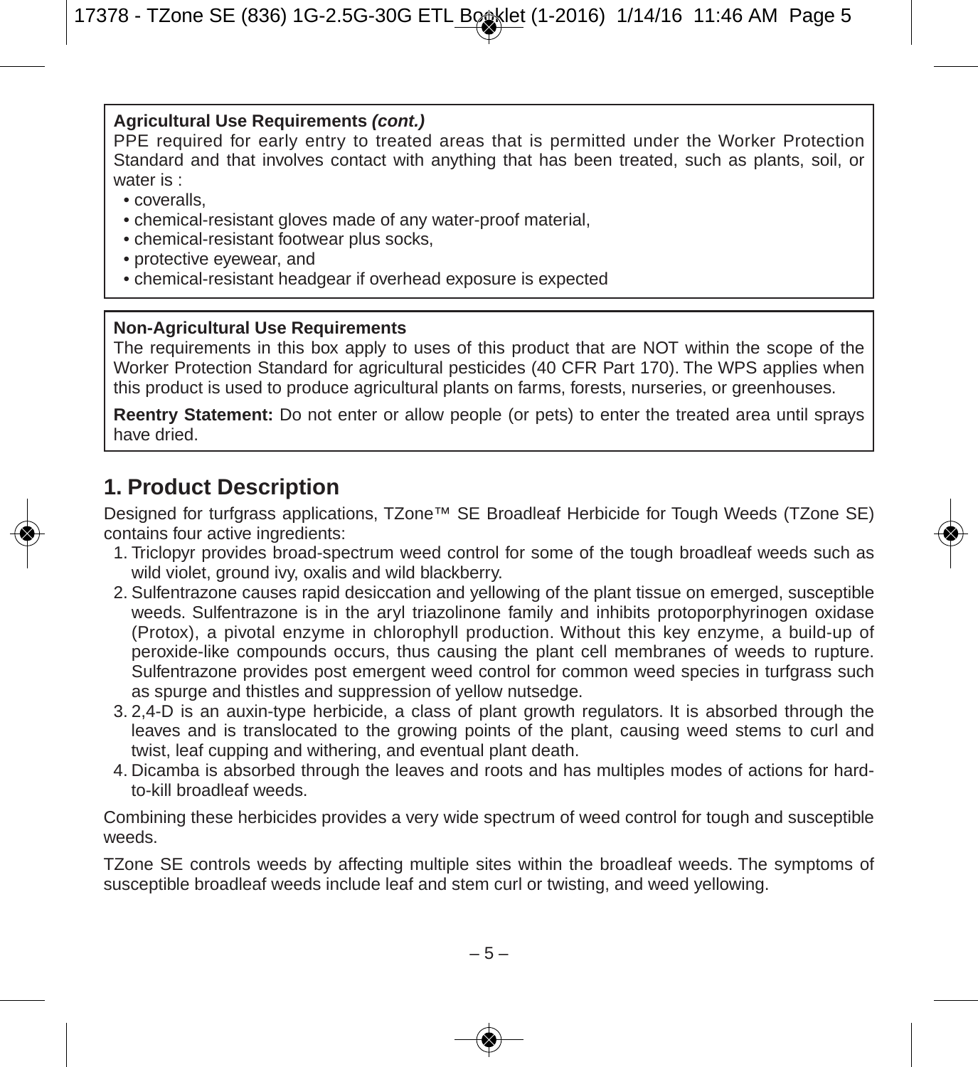**Agricultural Use Requirements *(cont.)***

PPE required for early entry to treated areas that is permitted under the Worker Protection Standard and that involves contact with anything that has been treated, such as plants, soil, or water is :

- coveralls,
- chemical-resistant gloves made of any water-proof material,
- chemical-resistant footwear plus socks,
- protective eyewear, and
- chemical-resistant headgear if overhead exposure is expected

**Non-Agricultural Use Requirements**

The requirements in this box apply to uses of this product that are NOT within the scope of the Worker Protection Standard for agricultural pesticides (40 CFR Part 170). The WPS applies when this product is used to produce agricultural plants on farms, forests, nurseries, or greenhouses.

**Reentry Statement:** Do not enter or allow people (or pets) to enter the treated area until sprays have dried.

## 1. Product Description

Designed for turfgrass applications, TZone™ SE Broadleaf Herbicide for Tough Weeds (TZone SE) contains four active ingredients:

1. Triclopyr provides broad-spectrum weed control for some of the tough broadleaf weeds such as wild violet, ground ivy, oxalis and wild blackberry.
2. Sulfentrazone causes rapid desiccation and yellowing of the plant tissue on emerged, susceptible weeds. Sulfentrazone is in the aryl triazolinone family and inhibits protoporphyrinogen oxidase (Protox), a pivotal enzyme in chlorophyll production. Without this key enzyme, a build-up of peroxide-like compounds occurs, thus causing the plant cell membranes of weeds to rupture. Sulfentrazone provides post emergent weed control for common weed species in turfgrass such as spurge and thistles and suppression of yellow nutsedge.
3. 2,4-D is an auxin-type herbicide, a class of plant growth regulators. It is absorbed through the leaves and is translocated to the growing points of the plant, causing weed stems to curl and twist, leaf cupping and withering, and eventual plant death.
4. Dicamba is absorbed through the leaves and roots and has multiples modes of actions for hard-to-kill broadleaf weeds.

Combining these herbicides provides a very wide spectrum of weed control for tough and susceptible weeds.

TZone SE controls weeds by affecting multiple sites within the broadleaf weeds. The symptoms of susceptible broadleaf weeds include leaf and stem curl or twisting, and weed yellowing.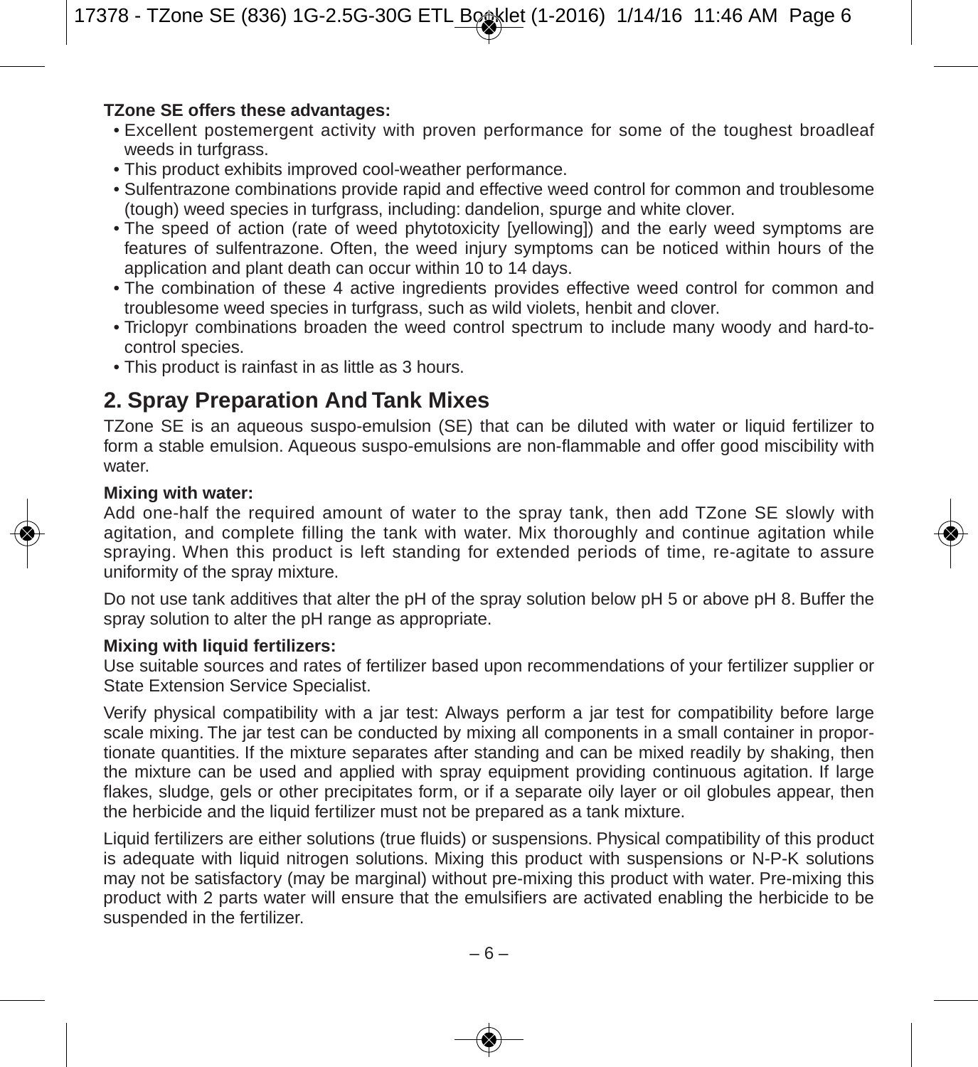**TZone SE offers these advantages:**

- Excellent postemergent activity with proven performance for some of the toughest broadleaf weeds in turfgrass.
- This product exhibits improved cool-weather performance.
- Sulfentrazone combinations provide rapid and effective weed control for common and troublesome (tough) weed species in turfgrass, including: dandelion, spurge and white clover.
- The speed of action (rate of weed phytotoxicity [yellowing]) and the early weed symptoms are features of sulfentrazone. Often, the weed injury symptoms can be noticed within hours of the application and plant death can occur within 10 to 14 days.
- The combination of these 4 active ingredients provides effective weed control for common and troublesome weed species in turfgrass, such as wild violets, henbit and clover.
- Triclopyr combinations broaden the weed control spectrum to include many woody and hard-to-control species.
- This product is rainfast in as little as 3 hours.

## 2. Spray Preparation And Tank Mixes

TZone SE is an aqueous suspo-emulsion (SE) that can be diluted with water or liquid fertilizer to form a stable emulsion. Aqueous suspo-emulsions are non-flammable and offer good miscibility with water.

**Mixing with water:**
Add one-half the required amount of water to the spray tank, then add TZone SE slowly with agitation, and complete filling the tank with water. Mix thoroughly and continue agitation while spraying. When this product is left standing for extended periods of time, re-agitate to assure uniformity of the spray mixture.

Do not use tank additives that alter the pH of the spray solution below pH 5 or above pH 8. Buffer the spray solution to alter the pH range as appropriate.

**Mixing with liquid fertilizers:**
Use suitable sources and rates of fertilizer based upon recommendations of your fertilizer supplier or State Extension Service Specialist.

Verify physical compatibility with a jar test: Always perform a jar test for compatibility before large scale mixing. The jar test can be conducted by mixing all components in a small container in proportionate quantities. If the mixture separates after standing and can be mixed readily by shaking, then the mixture can be used and applied with spray equipment providing continuous agitation. If large flakes, sludge, gels or other precipitates form, or if a separate oily layer or oil globules appear, then the herbicide and the liquid fertilizer must not be prepared as a tank mixture.

Liquid fertilizers are either solutions (true fluids) or suspensions. Physical compatibility of this product is adequate with liquid nitrogen solutions. Mixing this product with suspensions or N-P-K solutions may not be satisfactory (may be marginal) without pre-mixing this product with water. Pre-mixing this product with 2 parts water will ensure that the emulsifiers are activated enabling the herbicide to be suspended in the fertilizer.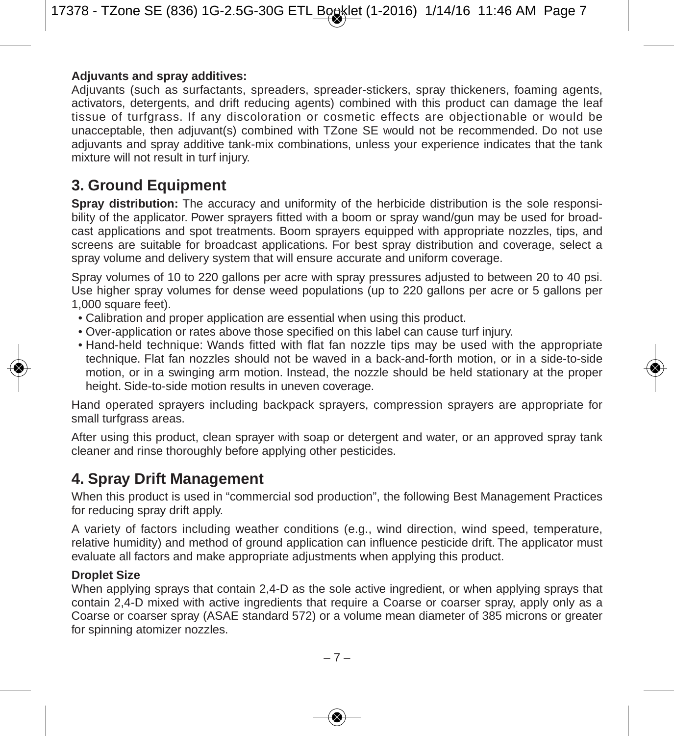**Adjuvants and spray additives:**
Adjuvants (such as surfactants, spreaders, spreader-stickers, spray thickeners, foaming agents, activators, detergents, and drift reducing agents) combined with this product can damage the leaf tissue of turfgrass. If any discoloration or cosmetic effects are objectionable or would be unacceptable, then adjuvant(s) combined with TZone SE would not be recommended. Do not use adjuvants and spray additive tank-mix combinations, unless your experience indicates that the tank mixture will not result in turf injury.

## 3. Ground Equipment

**Spray distribution:** The accuracy and uniformity of the herbicide distribution is the sole responsibility of the applicator. Power sprayers fitted with a boom or spray wand/gun may be used for broadcast applications and spot treatments. Boom sprayers equipped with appropriate nozzles, tips, and screens are suitable for broadcast applications. For best spray distribution and coverage, select a spray volume and delivery system that will ensure accurate and uniform coverage.

Spray volumes of 10 to 220 gallons per acre with spray pressures adjusted to between 20 to 40 psi. Use higher spray volumes for dense weed populations (up to 220 gallons per acre or 5 gallons per 1,000 square feet).

- Calibration and proper application are essential when using this product.
- Over-application or rates above those specified on this label can cause turf injury.
- Hand-held technique: Wands fitted with flat fan nozzle tips may be used with the appropriate technique. Flat fan nozzles should not be waved in a back-and-forth motion, or in a side-to-side motion, or in a swinging arm motion. Instead, the nozzle should be held stationary at the proper height. Side-to-side motion results in uneven coverage.

Hand operated sprayers including backpack sprayers, compression sprayers are appropriate for small turfgrass areas.

After using this product, clean sprayer with soap or detergent and water, or an approved spray tank cleaner and rinse thoroughly before applying other pesticides.

## 4. Spray Drift Management

When this product is used in “commercial sod production”, the following Best Management Practices for reducing spray drift apply.

A variety of factors including weather conditions (e.g., wind direction, wind speed, temperature, relative humidity) and method of ground application can influence pesticide drift. The applicator must evaluate all factors and make appropriate adjustments when applying this product.

**Droplet Size**
When applying sprays that contain 2,4-D as the sole active ingredient, or when applying sprays that contain 2,4-D mixed with active ingredients that require a Coarse or coarser spray, apply only as a Coarse or coarser spray (ASAE standard 572) or a volume mean diameter of 385 microns or greater for spinning atomizer nozzles.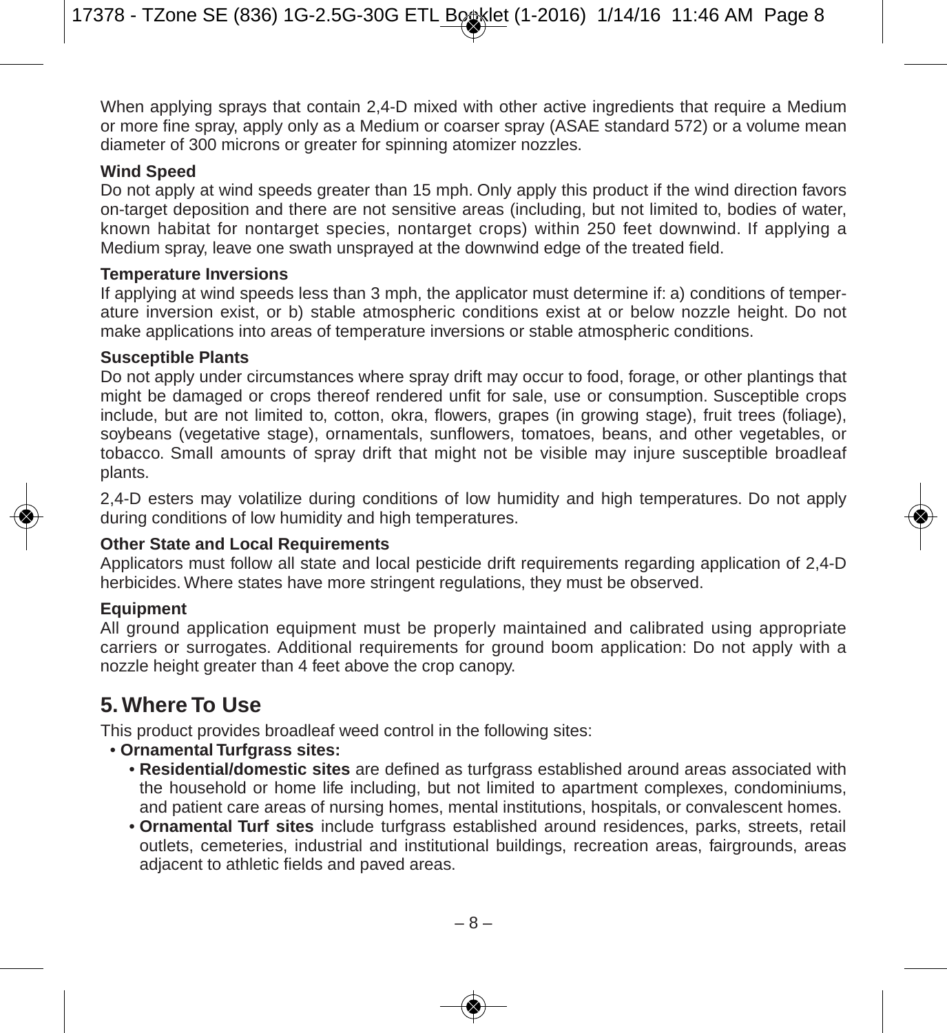When applying sprays that contain 2,4-D mixed with other active ingredients that require a Medium or more fine spray, apply only as a Medium or coarser spray (ASAE standard 572) or a volume mean diameter of 300 microns or greater for spinning atomizer nozzles.

**Wind Speed**

Do not apply at wind speeds greater than 15 mph. Only apply this product if the wind direction favors on-target deposition and there are not sensitive areas (including, but not limited to, bodies of water, known habitat for nontarget species, nontarget crops) within 250 feet downwind. If applying a Medium spray, leave one swath unsprayed at the downwind edge of the treated field.

**Temperature Inversions**

If applying at wind speeds less than 3 mph, the applicator must determine if: a) conditions of temperature inversion exist, or b) stable atmospheric conditions exist at or below nozzle height. Do not make applications into areas of temperature inversions or stable atmospheric conditions.

**Susceptible Plants**

Do not apply under circumstances where spray drift may occur to food, forage, or other plantings that might be damaged or crops thereof rendered unfit for sale, use or consumption. Susceptible crops include, but are not limited to, cotton, okra, flowers, grapes (in growing stage), fruit trees (foliage), soybeans (vegetative stage), ornamentals, sunflowers, tomatoes, beans, and other vegetables, or tobacco. Small amounts of spray drift that might not be visible may injure susceptible broadleaf plants.

2,4-D esters may volatilize during conditions of low humidity and high temperatures. Do not apply during conditions of low humidity and high temperatures.

**Other State and Local Requirements**

Applicators must follow all state and local pesticide drift requirements regarding application of 2,4-D herbicides. Where states have more stringent regulations, they must be observed.

**Equipment**

All ground application equipment must be properly maintained and calibrated using appropriate carriers or surrogates. Additional requirements for ground boom application: Do not apply with a nozzle height greater than 4 feet above the crop canopy.

## 5. Where To Use

This product provides broadleaf weed control in the following sites:

- **Ornamental Turfgrass sites:**
  - **Residential/domestic sites** are defined as turfgrass established around areas associated with the household or home life including, but not limited to apartment complexes, condominiums, and patient care areas of nursing homes, mental institutions, hospitals, or convalescent homes.
  - **Ornamental Turf sites** include turfgrass established around residences, parks, streets, retail outlets, cemeteries, industrial and institutional buildings, recreation areas, fairgrounds, areas adjacent to athletic fields and paved areas.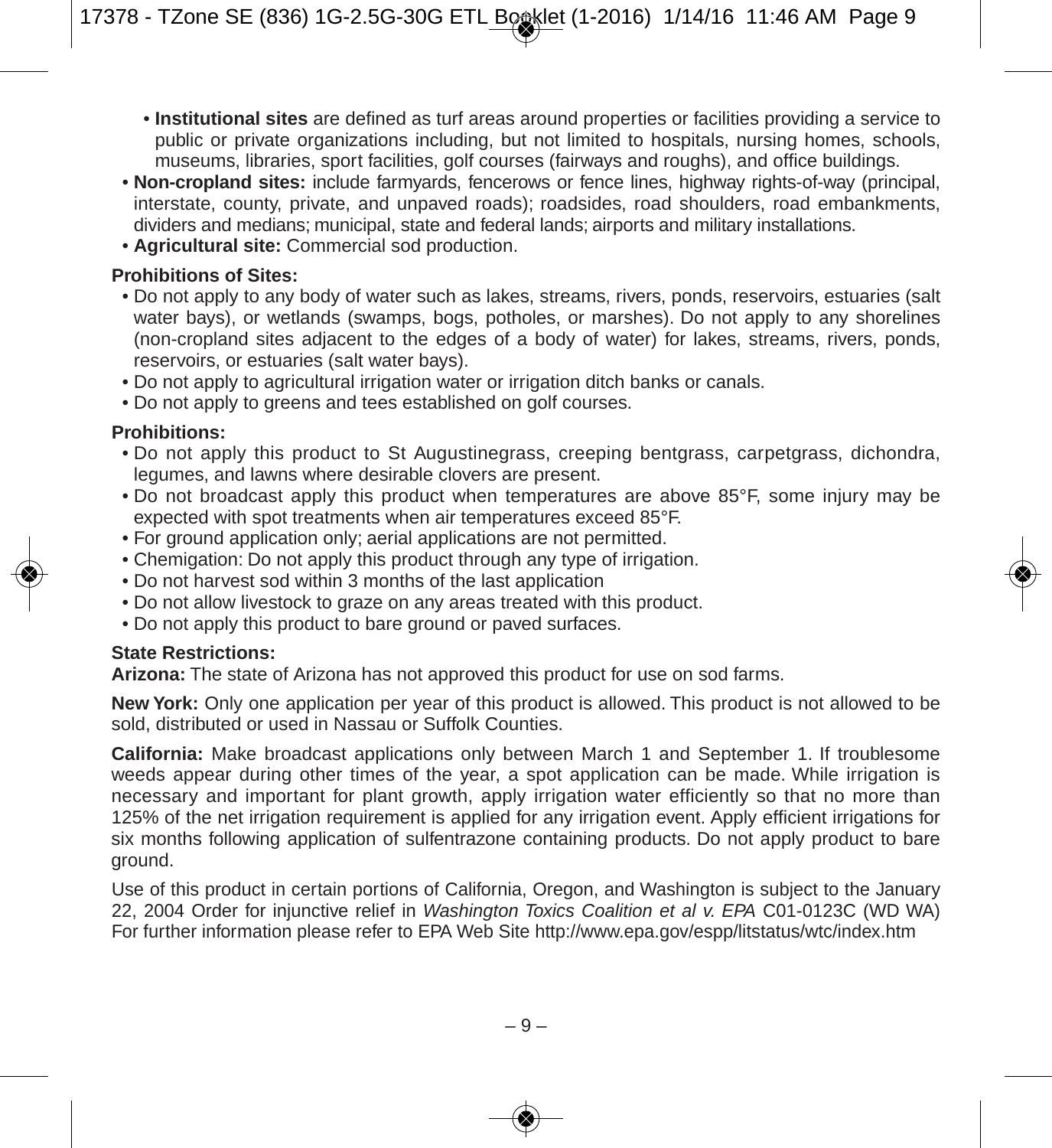- **Institutional sites** are defined as turf areas around properties or facilities providing a service to public or private organizations including, but not limited to hospitals, nursing homes, schools, museums, libraries, sport facilities, golf courses (fairways and roughs), and office buildings.
- **Non-cropland sites:** include farmyards, fencerows or fence lines, highway rights-of-way (principal, interstate, county, private, and unpaved roads); roadsides, road shoulders, road embankments, dividers and medians; municipal, state and federal lands; airports and military installations.
- **Agricultural site:** Commercial sod production.

**Prohibitions of Sites:**

- Do not apply to any body of water such as lakes, streams, rivers, ponds, reservoirs, estuaries (salt water bays), or wetlands (swamps, bogs, potholes, or marshes). Do not apply to any shorelines (non-cropland sites adjacent to the edges of a body of water) for lakes, streams, rivers, ponds, reservoirs, or estuaries (salt water bays).
- Do not apply to agricultural irrigation water or irrigation ditch banks or canals.
- Do not apply to greens and tees established on golf courses.

**Prohibitions:**

- Do not apply this product to St Augustinegrass, creeping bentgrass, carpetgrass, dichondra, legumes, and lawns where desirable clovers are present.
- Do not broadcast apply this product when temperatures are above 85°F, some injury may be expected with spot treatments when air temperatures exceed 85°F.
- For ground application only; aerial applications are not permitted.
- Chemigation: Do not apply this product through any type of irrigation.
- Do not harvest sod within 3 months of the last application
- Do not allow livestock to graze on any areas treated with this product.
- Do not apply this product to bare ground or paved surfaces.

**State Restrictions:**

**Arizona:** The state of Arizona has not approved this product for use on sod farms.

**New York:** Only one application per year of this product is allowed. This product is not allowed to be sold, distributed or used in Nassau or Suffolk Counties.

**California:** Make broadcast applications only between March 1 and September 1. If troublesome weeds appear during other times of the year, a spot application can be made. While irrigation is necessary and important for plant growth, apply irrigation water efficiently so that no more than 125% of the net irrigation requirement is applied for any irrigation event. Apply efficient irrigations for six months following application of sulfentrazone containing products. Do not apply product to bare ground.

Use of this product in certain portions of California, Oregon, and Washington is subject to the January 22, 2004 Order for injunctive relief in *Washington Toxics Coalition et al v. EPA* C01-0123C (WD WA) For further information please refer to EPA Web Site http://www.epa.gov/espp/litstatus/wtc/index.htm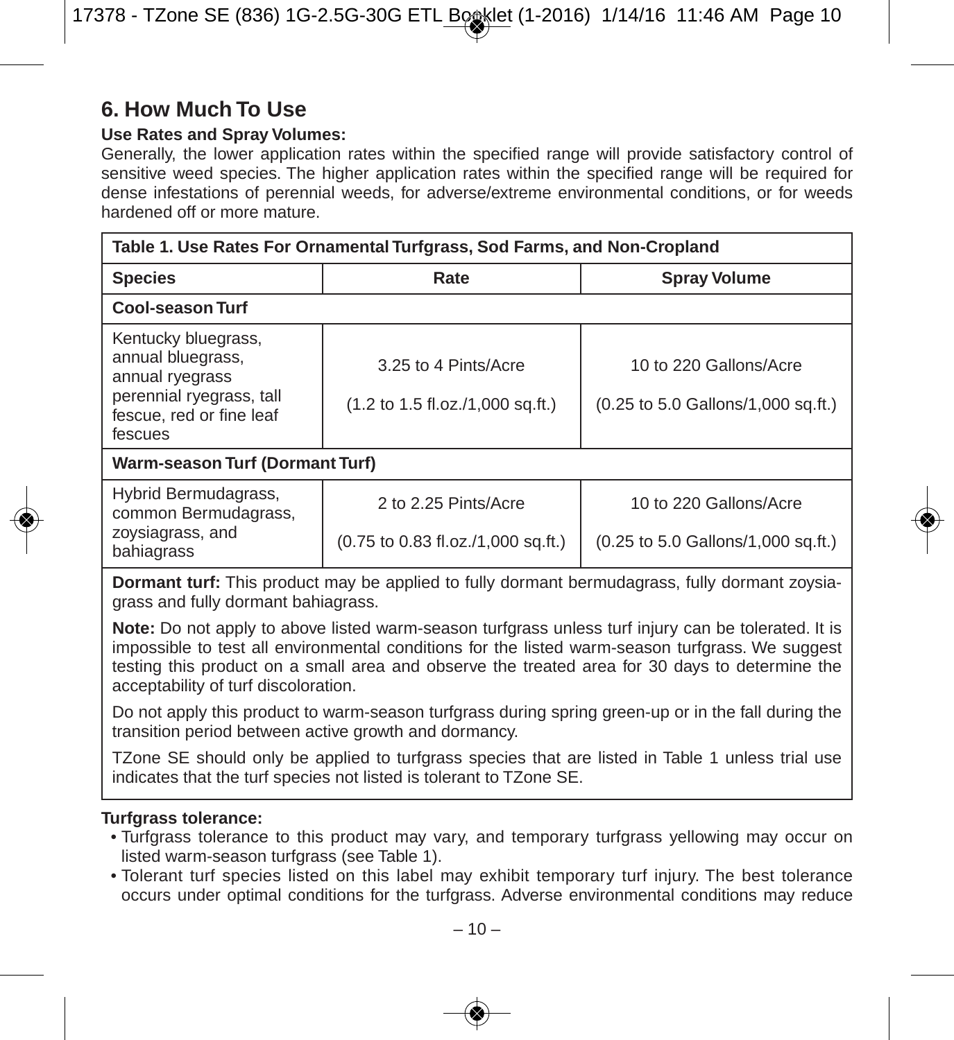## 6. How Much To Use

**Use Rates and Spray Volumes:**
Generally, the lower application rates within the specified range will provide satisfactory control of sensitive weed species. The higher application rates within the specified range will be required for dense infestations of perennial weeds, for adverse/extreme environmental conditions, or for weeds hardened off or more mature.

| Table 1. Use Rates For Ornamental Turfgrass, Sod Farms, and Non-Cropland | | |
|---|---|---|
| **Species** | **Rate** | **Spray Volume** |
| **Cool-season Turf** | | |
| Kentucky bluegrass, annual bluegrass, annual ryegrass perennial ryegrass, tall fescue, red or fine leaf fescues | 3.25 to 4 Pints/Acre (1.2 to 1.5 fl.oz./1,000 sq.ft.) | 10 to 220 Gallons/Acre (0.25 to 5.0 Gallons/1,000 sq.ft.) |
| **Warm-season Turf (Dormant Turf)** | | |
| Hybrid Bermudagrass, common Bermudagrass, zoysiagrass, and bahiagrass | 2 to 2.25 Pints/Acre (0.75 to 0.83 fl.oz./1,000 sq.ft.) | 10 to 220 Gallons/Acre (0.25 to 5.0 Gallons/1,000 sq.ft.) |

**Dormant turf:** This product may be applied to fully dormant bermudagrass, fully dormant zoysiagrass and fully dormant bahiagrass.

**Note:** Do not apply to above listed warm-season turfgrass unless turf injury can be tolerated. It is impossible to test all environmental conditions for the listed warm-season turfgrass. We suggest testing this product on a small area and observe the treated area for 30 days to determine the acceptability of turf discoloration.

Do not apply this product to warm-season turfgrass during spring green-up or in the fall during the transition period between active growth and dormancy.

TZone SE should only be applied to turfgrass species that are listed in Table 1 unless trial use indicates that the turf species not listed is tolerant to TZone SE.

**Turfgrass tolerance:**

- Turfgrass tolerance to this product may vary, and temporary turfgrass yellowing may occur on listed warm-season turfgrass (see Table 1).
- Tolerant turf species listed on this label may exhibit temporary turf injury. The best tolerance occurs under optimal conditions for the turfgrass. Adverse environmental conditions may reduce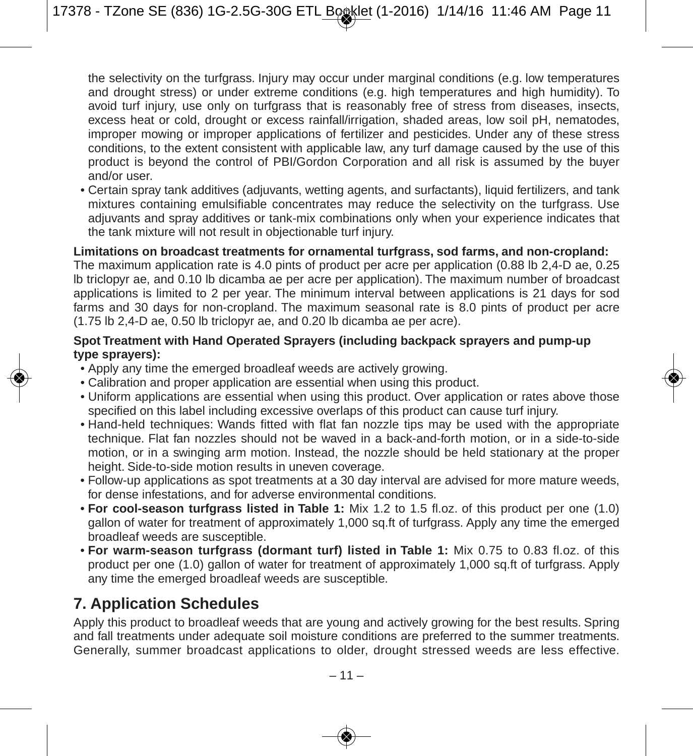the selectivity on the turfgrass. Injury may occur under marginal conditions (e.g. low temperatures and drought stress) or under extreme conditions (e.g. high temperatures and high humidity). To avoid turf injury, use only on turfgrass that is reasonably free of stress from diseases, insects, excess heat or cold, drought or excess rainfall/irrigation, shaded areas, low soil pH, nematodes, improper mowing or improper applications of fertilizer and pesticides. Under any of these stress conditions, to the extent consistent with applicable law, any turf damage caused by the use of this product is beyond the control of PBI/Gordon Corporation and all risk is assumed by the buyer and/or user.

- Certain spray tank additives (adjuvants, wetting agents, and surfactants), liquid fertilizers, and tank mixtures containing emulsifiable concentrates may reduce the selectivity on the turfgrass. Use adjuvants and spray additives or tank-mix combinations only when your experience indicates that the tank mixture will not result in objectionable turf injury.

**Limitations on broadcast treatments for ornamental turfgrass, sod farms, and non-cropland:** The maximum application rate is 4.0 pints of product per acre per application (0.88 lb 2,4-D ae, 0.25 lb triclopyr ae, and 0.10 lb dicamba ae per acre per application). The maximum number of broadcast applications is limited to 2 per year. The minimum interval between applications is 21 days for sod farms and 30 days for non-cropland. The maximum seasonal rate is 8.0 pints of product per acre (1.75 lb 2,4-D ae, 0.50 lb triclopyr ae, and 0.20 lb dicamba ae per acre).

**Spot Treatment with Hand Operated Sprayers (including backpack sprayers and pump-up type sprayers):**

- Apply any time the emerged broadleaf weeds are actively growing.
- Calibration and proper application are essential when using this product.
- Uniform applications are essential when using this product. Over application or rates above those specified on this label including excessive overlaps of this product can cause turf injury.
- Hand-held techniques: Wands fitted with flat fan nozzle tips may be used with the appropriate technique. Flat fan nozzles should not be waved in a back-and-forth motion, or in a side-to-side motion, or in a swinging arm motion. Instead, the nozzle should be held stationary at the proper height. Side-to-side motion results in uneven coverage.
- Follow-up applications as spot treatments at a 30 day interval are advised for more mature weeds, for dense infestations, and for adverse environmental conditions.
- **For cool-season turfgrass listed in Table 1:** Mix 1.2 to 1.5 fl.oz. of this product per one (1.0) gallon of water for treatment of approximately 1,000 sq.ft of turfgrass. Apply any time the emerged broadleaf weeds are susceptible.
- **For warm-season turfgrass (dormant turf) listed in Table 1:** Mix 0.75 to 0.83 fl.oz. of this product per one (1.0) gallon of water for treatment of approximately 1,000 sq.ft of turfgrass. Apply any time the emerged broadleaf weeds are susceptible.

## 7. Application Schedules

Apply this product to broadleaf weeds that are young and actively growing for the best results. Spring and fall treatments under adequate soil moisture conditions are preferred to the summer treatments. Generally, summer broadcast applications to older, drought stressed weeds are less effective.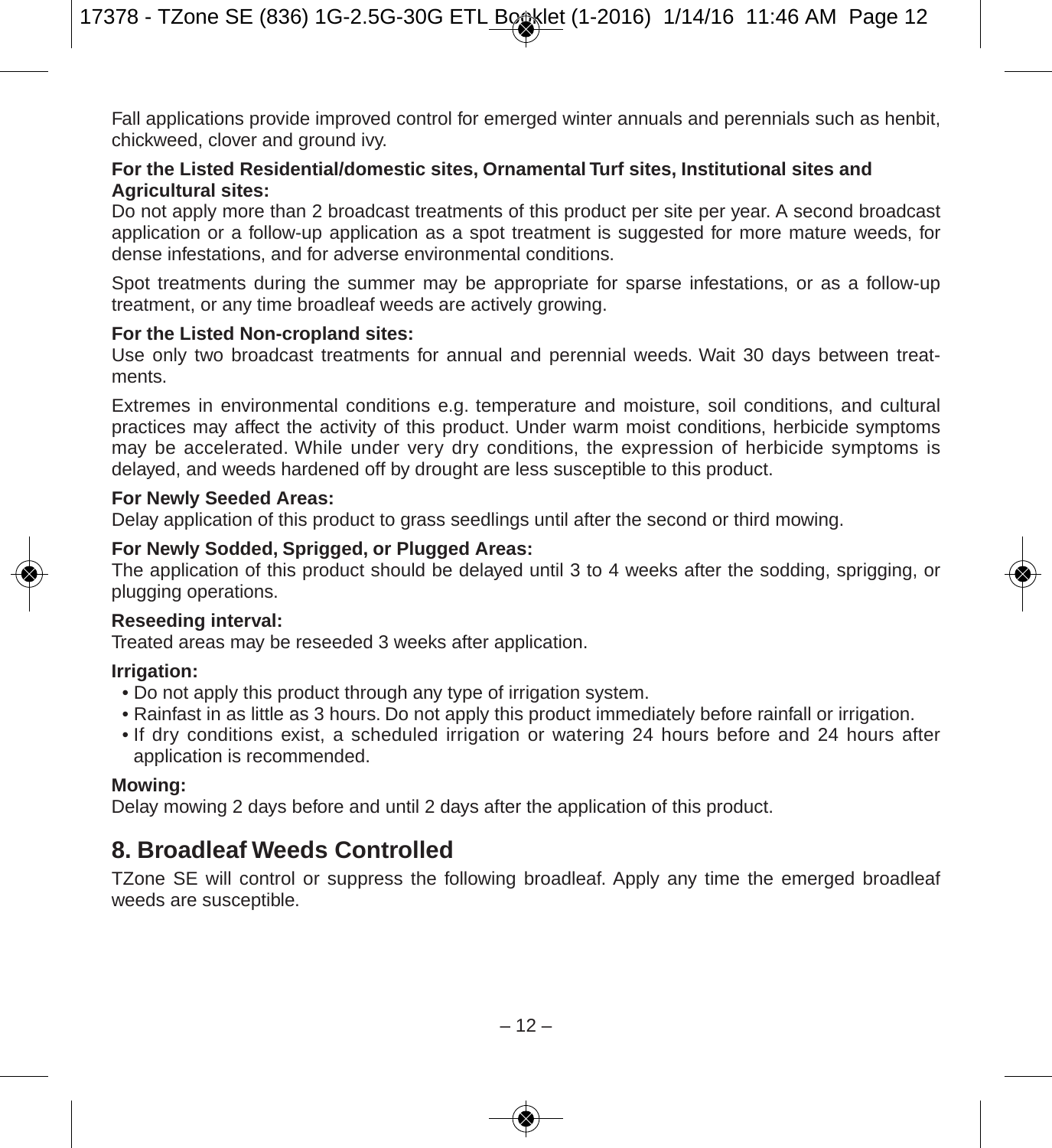Fall applications provide improved control for emerged winter annuals and perennials such as henbit, chickweed, clover and ground ivy.

**For the Listed Residential/domestic sites, Ornamental Turf sites, Institutional sites and Agricultural sites:**
Do not apply more than 2 broadcast treatments of this product per site per year. A second broadcast application or a follow-up application as a spot treatment is suggested for more mature weeds, for dense infestations, and for adverse environmental conditions.

Spot treatments during the summer may be appropriate for sparse infestations, or as a follow-up treatment, or any time broadleaf weeds are actively growing.

**For the Listed Non-cropland sites:**
Use only two broadcast treatments for annual and perennial weeds. Wait 30 days between treatments.

Extremes in environmental conditions e.g. temperature and moisture, soil conditions, and cultural practices may affect the activity of this product. Under warm moist conditions, herbicide symptoms may be accelerated. While under very dry conditions, the expression of herbicide symptoms is delayed, and weeds hardened off by drought are less susceptible to this product.

**For Newly Seeded Areas:**
Delay application of this product to grass seedlings until after the second or third mowing.

**For Newly Sodded, Sprigged, or Plugged Areas:**
The application of this product should be delayed until 3 to 4 weeks after the sodding, sprigging, or plugging operations.

**Reseeding interval:**
Treated areas may be reseeded 3 weeks after application.

**Irrigation:**
- Do not apply this product through any type of irrigation system.
- Rainfast in as little as 3 hours. Do not apply this product immediately before rainfall or irrigation.
- If dry conditions exist, a scheduled irrigation or watering 24 hours before and 24 hours after application is recommended.

**Mowing:**
Delay mowing 2 days before and until 2 days after the application of this product.

## 8. Broadleaf Weeds Controlled

TZone SE will control or suppress the following broadleaf. Apply any time the emerged broadleaf weeds are susceptible.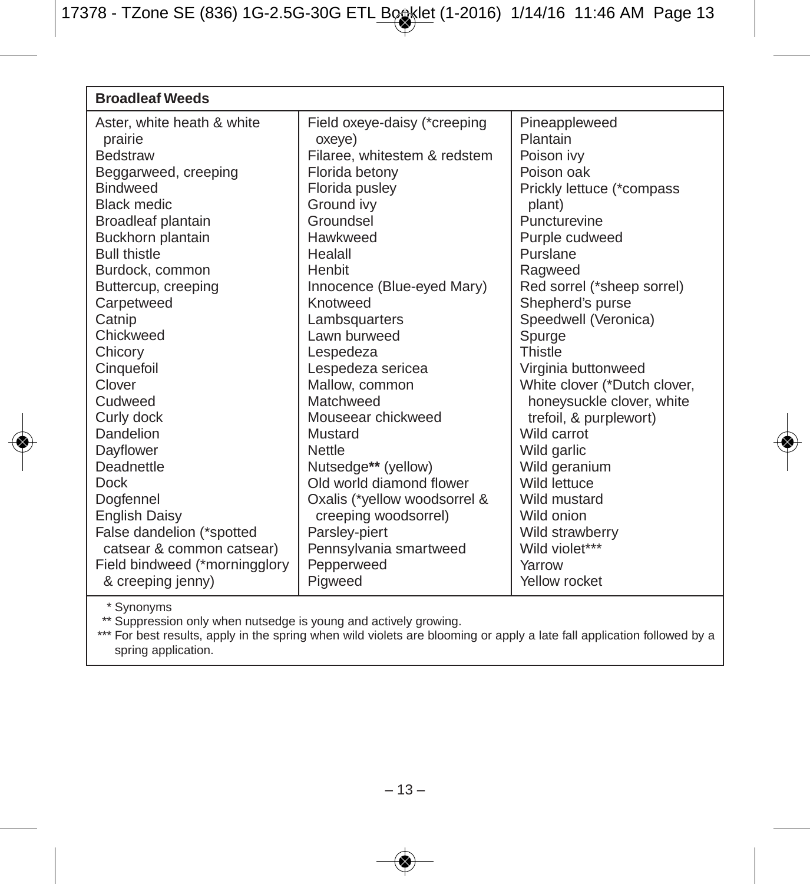| Broadleaf Weeds | | |
|---|---|---|
| Aster, white heath & white prairie<br>Bedstraw<br>Beggarweed, creeping<br>Bindweed<br>Black medic<br>Broadleaf plantain<br>Buckhorn plantain<br>Bull thistle<br>Burdock, common<br>Buttercup, creeping<br>Carpetweed<br>Catnip<br>Chickweed<br>Chicory<br>Cinquefoil<br>Clover<br>Cudweed<br>Curly dock<br>Dandelion<br>Dayflower<br>Deadnettle<br>Dock<br>Dogfennel<br>English Daisy<br>False dandelion (*spotted catsear & common catsear)<br>Field bindweed (*morningglory & creeping jenny) | Field oxeye-daisy (*creeping oxeye)<br>Filaree, whitestem & redstem<br>Florida betony<br>Florida pusley<br>Ground ivy<br>Groundsel<br>Hawkweed<br>Healall<br>Henbit<br>Innocence (Blue-eyed Mary)<br>Knotweed<br>Lambsquarters<br>Lawn burweed<br>Lespedeza<br>Lespedeza sericea<br>Mallow, common<br>Matchweed<br>Mouseear chickweed<br>Mustard<br>Nettle<br>Nutsedge** (yellow)<br>Old world diamond flower<br>Oxalis (*yellow woodsorrel & creeping woodsorrel)<br>Parsley-piert<br>Pennsylvania smartweed<br>Pepperweed<br>Pigweed | Pineappleweed<br>Plantain<br>Poison ivy<br>Poison oak<br>Prickly lettuce (*compass plant)<br>Puncturevine<br>Purple cudweed<br>Purslane<br>Ragweed<br>Red sorrel (*sheep sorrel)<br>Shepherd's purse<br>Speedwell (Veronica)<br>Spurge<br>Thistle<br>Virginia buttonweed<br>White clover (*Dutch clover, honeysuckle clover, white trefoil, & purplewort)<br>Wild carrot<br>Wild garlic<br>Wild geranium<br>Wild lettuce<br>Wild mustard<br>Wild onion<br>Wild strawberry<br>Wild violet***<br>Yarrow<br>Yellow rocket |

\* Synonyms

** Suppression only when nutsedge is young and actively growing.

*** For best results, apply in the spring when wild violets are blooming or apply a late fall application followed by a spring application.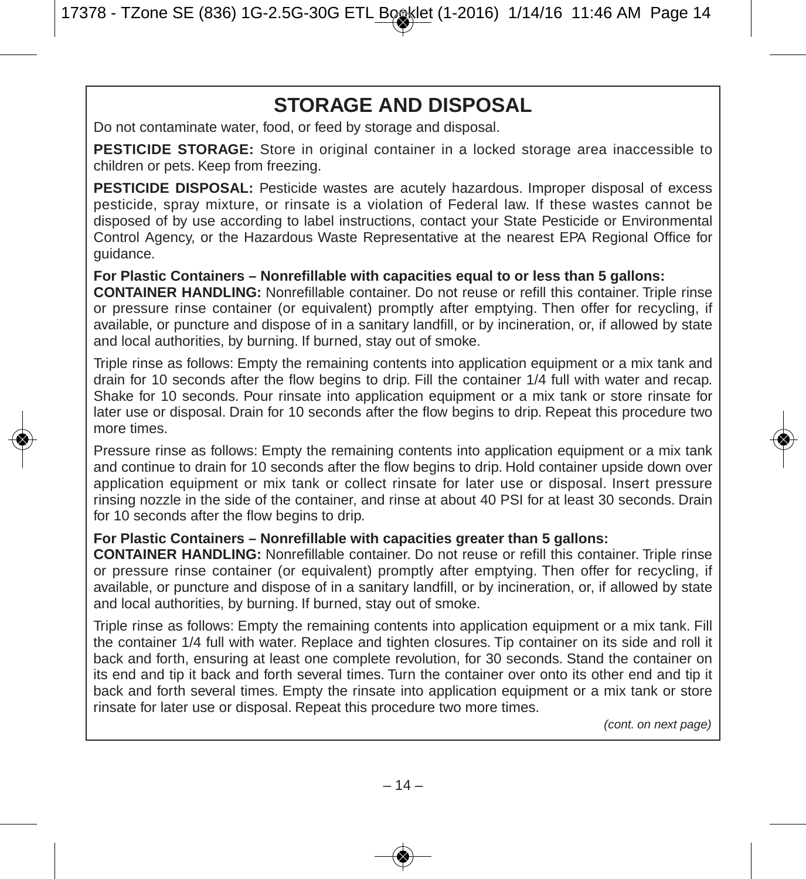# STORAGE AND DISPOSAL

Do not contaminate water, food, or feed by storage and disposal.

**PESTICIDE STORAGE:** Store in original container in a locked storage area inaccessible to children or pets. Keep from freezing.

**PESTICIDE DISPOSAL:** Pesticide wastes are acutely hazardous. Improper disposal of excess pesticide, spray mixture, or rinsate is a violation of Federal law. If these wastes cannot be disposed of by use according to label instructions, contact your State Pesticide or Environmental Control Agency, or the Hazardous Waste Representative at the nearest EPA Regional Office for guidance.

**For Plastic Containers – Nonrefillable with capacities equal to or less than 5 gallons:**
**CONTAINER HANDLING:** Nonrefillable container. Do not reuse or refill this container. Triple rinse or pressure rinse container (or equivalent) promptly after emptying. Then offer for recycling, if available, or puncture and dispose of in a sanitary landfill, or by incineration, or, if allowed by state and local authorities, by burning. If burned, stay out of smoke.

Triple rinse as follows: Empty the remaining contents into application equipment or a mix tank and drain for 10 seconds after the flow begins to drip. Fill the container 1/4 full with water and recap. Shake for 10 seconds. Pour rinsate into application equipment or a mix tank or store rinsate for later use or disposal. Drain for 10 seconds after the flow begins to drip. Repeat this procedure two more times.

Pressure rinse as follows: Empty the remaining contents into application equipment or a mix tank and continue to drain for 10 seconds after the flow begins to drip. Hold container upside down over application equipment or mix tank or collect rinsate for later use or disposal. Insert pressure rinsing nozzle in the side of the container, and rinse at about 40 PSI for at least 30 seconds. Drain for 10 seconds after the flow begins to drip.

**For Plastic Containers – Nonrefillable with capacities greater than 5 gallons:**
**CONTAINER HANDLING:** Nonrefillable container. Do not reuse or refill this container. Triple rinse or pressure rinse container (or equivalent) promptly after emptying. Then offer for recycling, if available, or puncture and dispose of in a sanitary landfill, or by incineration, or, if allowed by state and local authorities, by burning. If burned, stay out of smoke.

Triple rinse as follows: Empty the remaining contents into application equipment or a mix tank. Fill the container 1/4 full with water. Replace and tighten closures. Tip container on its side and roll it back and forth, ensuring at least one complete revolution, for 30 seconds. Stand the container on its end and tip it back and forth several times. Turn the container over onto its other end and tip it back and forth several times. Empty the rinsate into application equipment or a mix tank or store rinsate for later use or disposal. Repeat this procedure two more times.

*(cont. on next page)*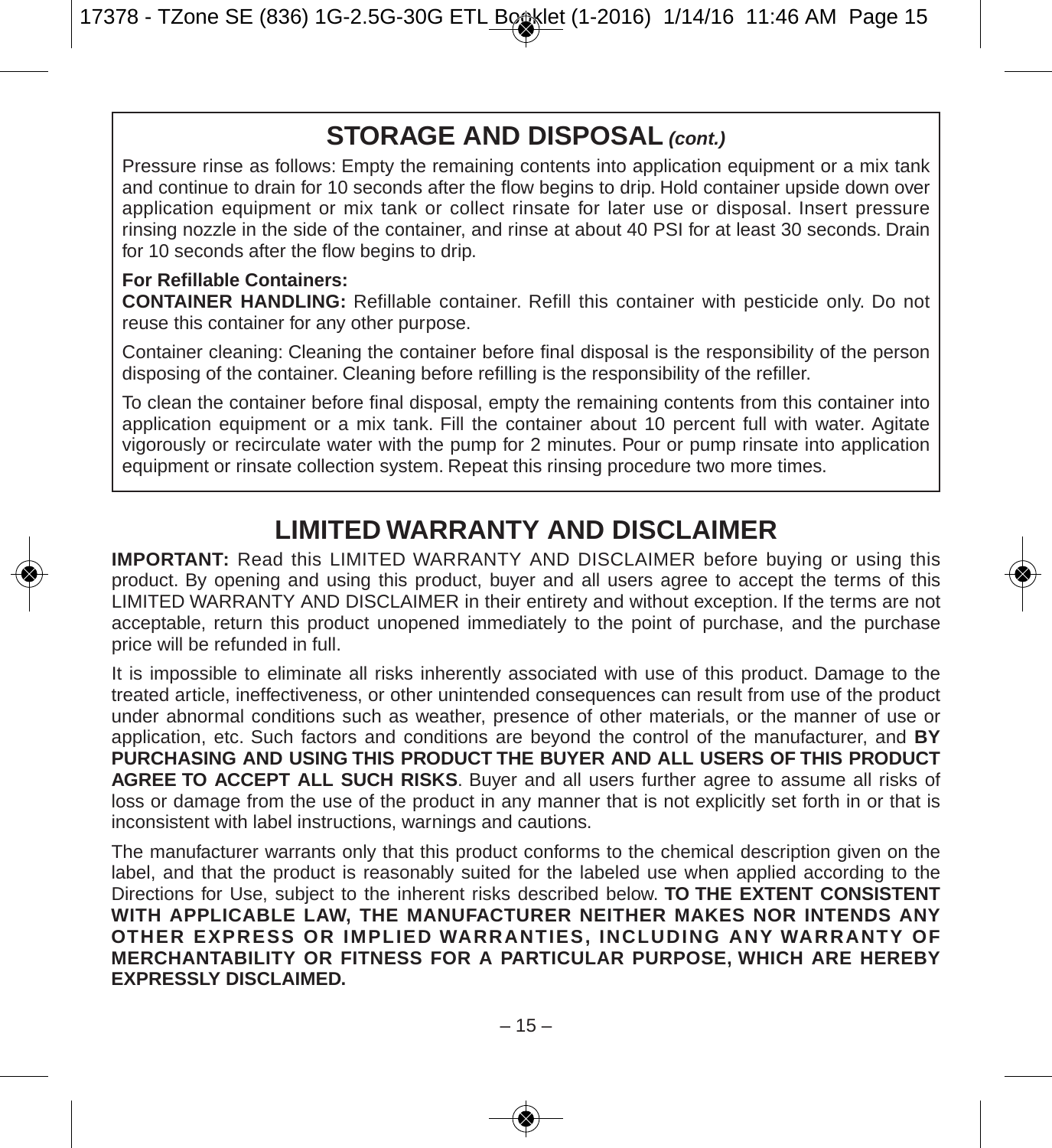## STORAGE AND DISPOSAL *(cont.)*

Pressure rinse as follows: Empty the remaining contents into application equipment or a mix tank and continue to drain for 10 seconds after the flow begins to drip. Hold container upside down over application equipment or mix tank or collect rinsate for later use or disposal. Insert pressure rinsing nozzle in the side of the container, and rinse at about 40 PSI for at least 30 seconds. Drain for 10 seconds after the flow begins to drip.

**For Refillable Containers:**

**CONTAINER HANDLING:** Refillable container. Refill this container with pesticide only. Do not reuse this container for any other purpose.

Container cleaning: Cleaning the container before final disposal is the responsibility of the person disposing of the container. Cleaning before refilling is the responsibility of the refiller.

To clean the container before final disposal, empty the remaining contents from this container into application equipment or a mix tank. Fill the container about 10 percent full with water. Agitate vigorously or recirculate water with the pump for 2 minutes. Pour or pump rinsate into application equipment or rinsate collection system. Repeat this rinsing procedure two more times.

## LIMITED WARRANTY AND DISCLAIMER

**IMPORTANT:** Read this LIMITED WARRANTY AND DISCLAIMER before buying or using this product. By opening and using this product, buyer and all users agree to accept the terms of this LIMITED WARRANTY AND DISCLAIMER in their entirety and without exception. If the terms are not acceptable, return this product unopened immediately to the point of purchase, and the purchase price will be refunded in full.

It is impossible to eliminate all risks inherently associated with use of this product. Damage to the treated article, ineffectiveness, or other unintended consequences can result from use of the product under abnormal conditions such as weather, presence of other materials, or the manner of use or application, etc. Such factors and conditions are beyond the control of the manufacturer, and **BY PURCHASING AND USING THIS PRODUCT THE BUYER AND ALL USERS OF THIS PRODUCT AGREE TO ACCEPT ALL SUCH RISKS**. Buyer and all users further agree to assume all risks of loss or damage from the use of the product in any manner that is not explicitly set forth in or that is inconsistent with label instructions, warnings and cautions.

The manufacturer warrants only that this product conforms to the chemical description given on the label, and that the product is reasonably suited for the labeled use when applied according to the Directions for Use, subject to the inherent risks described below. **TO THE EXTENT CONSISTENT WITH APPLICABLE LAW, THE MANUFACTURER NEITHER MAKES NOR INTENDS ANY OTHER EXPRESS OR IMPLIED WARRANTIES, INCLUDING ANY WARRANTY OF MERCHANTABILITY OR FITNESS FOR A PARTICULAR PURPOSE, WHICH ARE HEREBY EXPRESSLY DISCLAIMED.**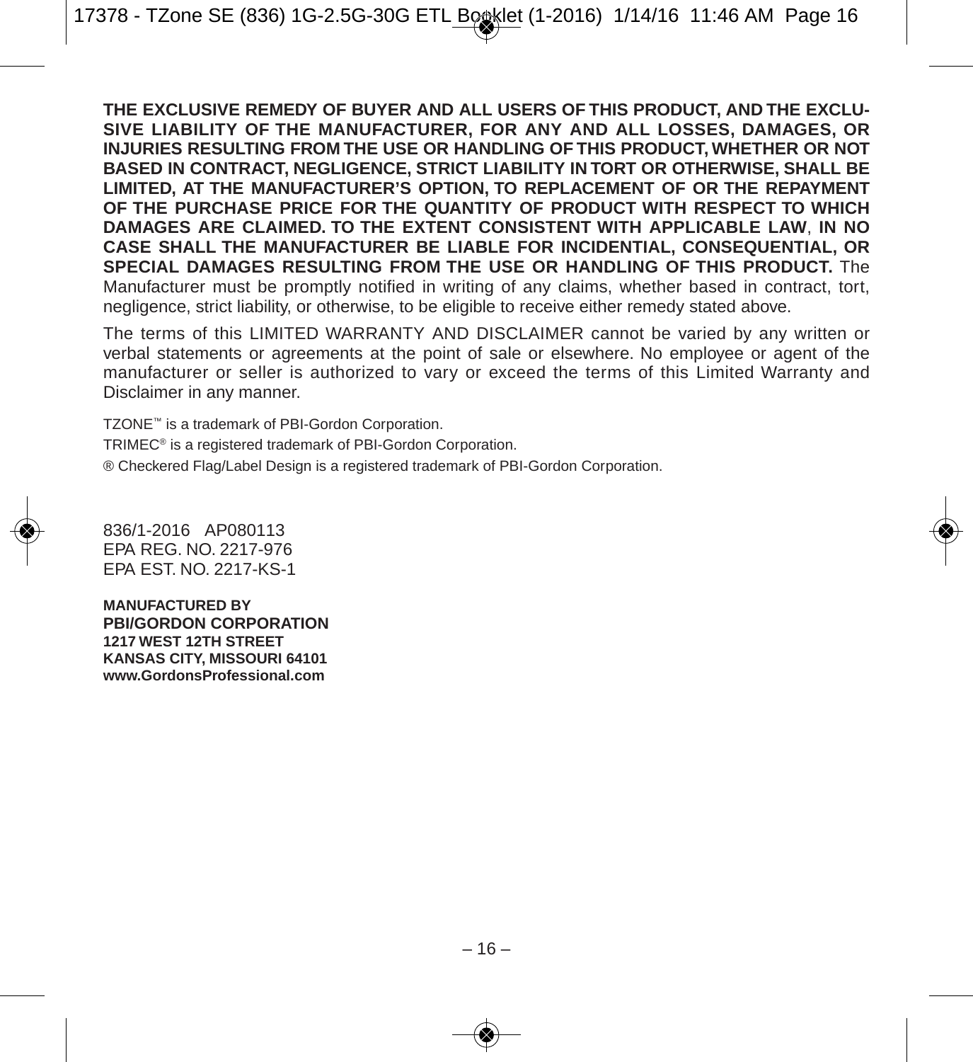**THE EXCLUSIVE REMEDY OF BUYER AND ALL USERS OF THIS PRODUCT, AND THE EXCLUSIVE LIABILITY OF THE MANUFACTURER, FOR ANY AND ALL LOSSES, DAMAGES, OR INJURIES RESULTING FROM THE USE OR HANDLING OF THIS PRODUCT, WHETHER OR NOT BASED IN CONTRACT, NEGLIGENCE, STRICT LIABILITY IN TORT OR OTHERWISE, SHALL BE LIMITED, AT THE MANUFACTURER'S OPTION, TO REPLACEMENT OF OR THE REPAYMENT OF THE PURCHASE PRICE FOR THE QUANTITY OF PRODUCT WITH RESPECT TO WHICH DAMAGES ARE CLAIMED. TO THE EXTENT CONSISTENT WITH APPLICABLE LAW**, **IN NO CASE SHALL THE MANUFACTURER BE LIABLE FOR INCIDENTIAL, CONSEQUENTIAL, OR SPECIAL DAMAGES RESULTING FROM THE USE OR HANDLING OF THIS PRODUCT.** The Manufacturer must be promptly notified in writing of any claims, whether based in contract, tort, negligence, strict liability, or otherwise, to be eligible to receive either remedy stated above.

The terms of this LIMITED WARRANTY AND DISCLAIMER cannot be varied by any written or verbal statements or agreements at the point of sale or elsewhere. No employee or agent of the manufacturer or seller is authorized to vary or exceed the terms of this Limited Warranty and Disclaimer in any manner.

TZONE™ is a trademark of PBI-Gordon Corporation.

TRIMEC® is a registered trademark of PBI-Gordon Corporation.

® Checkered Flag/Label Design is a registered trademark of PBI-Gordon Corporation.

836/1-2016 AP080113
EPA REG. NO. 2217-976
EPA EST. NO. 2217-KS-1

**MANUFACTURED BY**
**PBI/GORDON CORPORATION**
**1217 WEST 12TH STREET**
**KANSAS CITY, MISSOURI 64101**
**www.GordonsProfessional.com**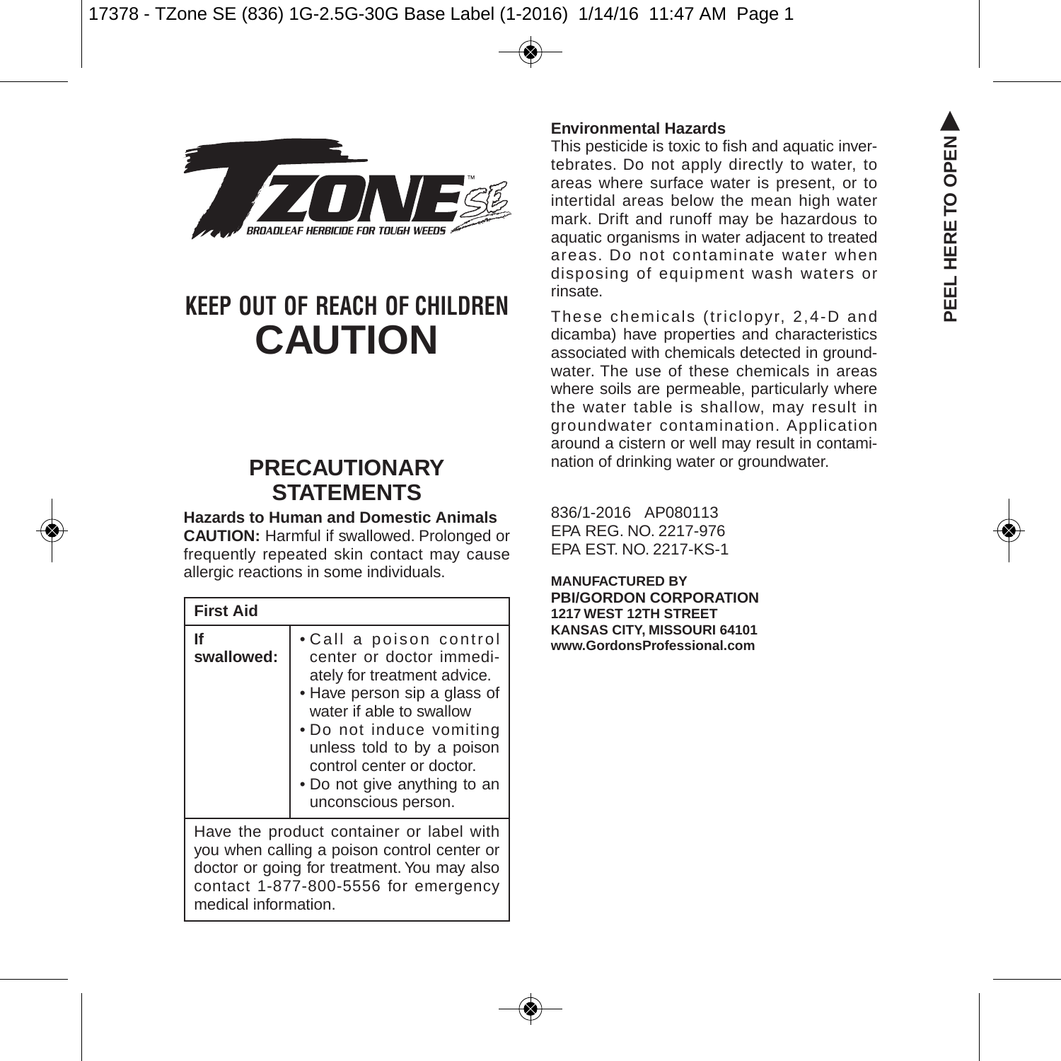TZONE SE™

BROADLEAF HERBICIDE FOR TOUGH WEEDS

# KEEP OUT OF REACH OF CHILDREN
# CAUTION

## PRECAUTIONARY STATEMENTS

**Hazards to Human and Domestic Animals**

**CAUTION:** Harmful if swallowed. Prolonged or frequently repeated skin contact may cause allergic reactions in some individuals.

| First Aid | |
|---|---|
| **If swallowed:** | • Call a poison control center or doctor immediately for treatment advice.<br>• Have person sip a glass of water if able to swallow<br>• Do not induce vomiting unless told to by a poison control center or doctor.<br>• Do not give anything to an unconscious person. |
| Have the product container or label with you when calling a poison control center or doctor or going for treatment. You may also contact 1-877-800-5556 for emergency medical information. | |

**Environmental Hazards**

This pesticide is toxic to fish and aquatic invertebrates. Do not apply directly to water, to areas where surface water is present, or to intertidal areas below the mean high water mark. Drift and runoff may be hazardous to aquatic organisms in water adjacent to treated areas. Do not contaminate water when disposing of equipment wash waters or rinsate.

These chemicals (triclopyr, 2,4-D and dicamba) have properties and characteristics associated with chemicals detected in groundwater. The use of these chemicals in areas where soils are permeable, particularly where the water table is shallow, may result in groundwater contamination. Application around a cistern or well may result in contamination of drinking water or groundwater.

836/1-2016 AP080113
EPA REG. NO. 2217-976
EPA EST. NO. 2217-KS-1

**MANUFACTURED BY**
**PBI/GORDON CORPORATION**
**1217 WEST 12TH STREET**
**KANSAS CITY, MISSOURI 64101**
**www.GordonsProfessional.com**

**PEEL HERE TO OPEN**